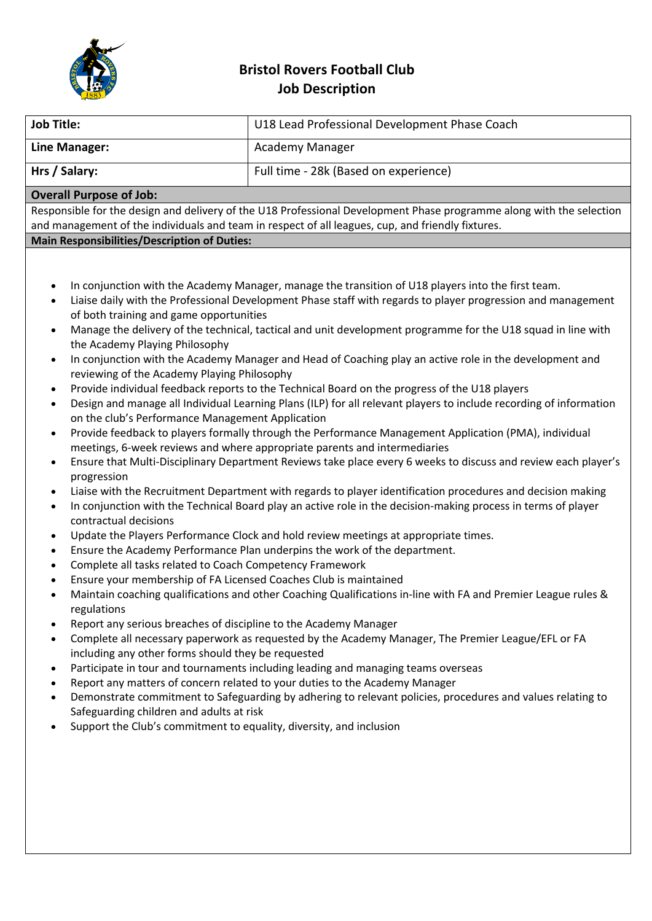# Bristol Rovers Football Club
## Job Description

| **Job Title:** | U18 Lead Professional Development Phase Coach |
|---|---|
| **Line Manager:** | Academy Manager |
| **Hrs / Salary:** | Full time - 28k (Based on experience) |

**Overall Purpose of Job:**

Responsible for the design and delivery of the U18 Professional Development Phase programme along with the selection and management of the individuals and team in respect of all leagues, cup, and friendly fixtures.

**Main Responsibilities/Description of Duties:**

- In conjunction with the Academy Manager, manage the transition of U18 players into the first team.
- Liaise daily with the Professional Development Phase staff with regards to player progression and management of both training and game opportunities
- Manage the delivery of the technical, tactical and unit development programme for the U18 squad in line with the Academy Playing Philosophy
- In conjunction with the Academy Manager and Head of Coaching play an active role in the development and reviewing of the Academy Playing Philosophy
- Provide individual feedback reports to the Technical Board on the progress of the U18 players
- Design and manage all Individual Learning Plans (ILP) for all relevant players to include recording of information on the club's Performance Management Application
- Provide feedback to players formally through the Performance Management Application (PMA), individual meetings, 6-week reviews and where appropriate parents and intermediaries
- Ensure that Multi-Disciplinary Department Reviews take place every 6 weeks to discuss and review each player's progression
- Liaise with the Recruitment Department with regards to player identification procedures and decision making
- In conjunction with the Technical Board play an active role in the decision-making process in terms of player contractual decisions
- Update the Players Performance Clock and hold review meetings at appropriate times.
- Ensure the Academy Performance Plan underpins the work of the department.
- Complete all tasks related to Coach Competency Framework
- Ensure your membership of FA Licensed Coaches Club is maintained
- Maintain coaching qualifications and other Coaching Qualifications in-line with FA and Premier League rules & regulations
- Report any serious breaches of discipline to the Academy Manager
- Complete all necessary paperwork as requested by the Academy Manager, The Premier League/EFL or FA including any other forms should they be requested
- Participate in tour and tournaments including leading and managing teams overseas
- Report any matters of concern related to your duties to the Academy Manager
- Demonstrate commitment to Safeguarding by adhering to relevant policies, procedures and values relating to Safeguarding children and adults at risk
- Support the Club's commitment to equality, diversity, and inclusion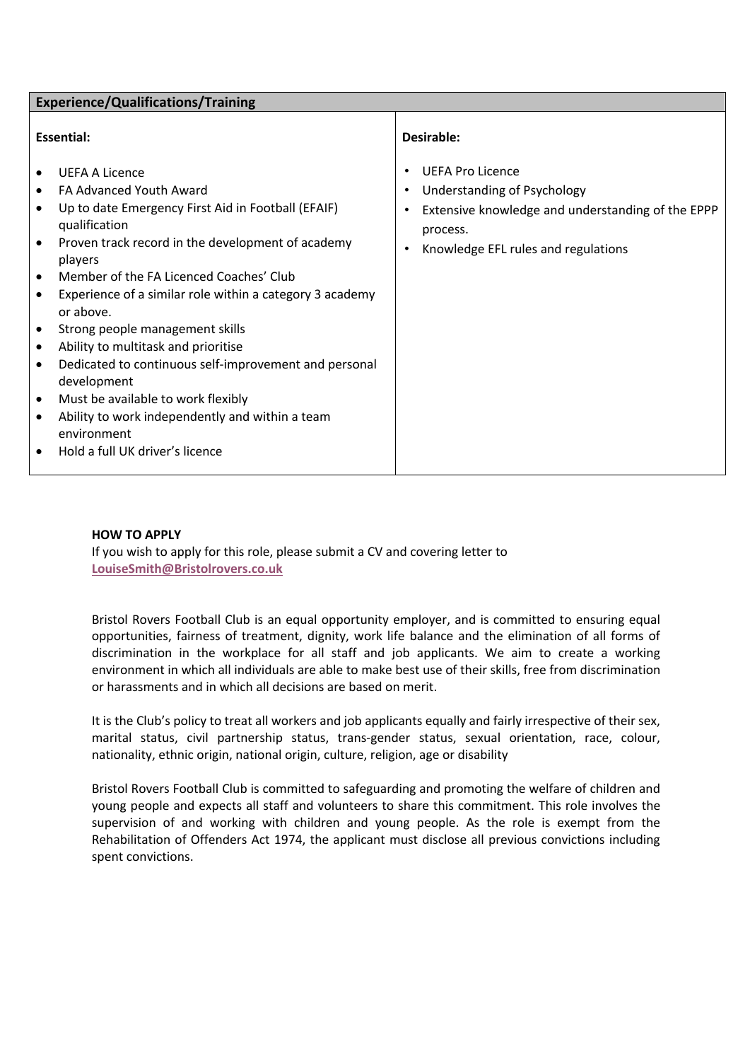| Experience/Qualifications/Training | |
|---|---|
| **Essential:**<br><br>• UEFA A Licence<br>• FA Advanced Youth Award<br>• Up to date Emergency First Aid in Football (EFAIF) qualification<br>• Proven track record in the development of academy players<br>• Member of the FA Licenced Coaches' Club<br>• Experience of a similar role within a category 3 academy or above.<br>• Strong people management skills<br>• Ability to multitask and prioritise<br>• Dedicated to continuous self-improvement and personal development<br>• Must be available to work flexibly<br>• Ability to work independently and within a team environment<br>• Hold a full UK driver's licence | **Desirable:**<br><br>• UEFA Pro Licence<br>• Understanding of Psychology<br>• Extensive knowledge and understanding of the EPPP process.<br>• Knowledge EFL rules and regulations |

**HOW TO APPLY**

If you wish to apply for this role, please submit a CV and covering letter to
**LouiseSmith@Bristolrovers.co.uk**

Bristol Rovers Football Club is an equal opportunity employer, and is committed to ensuring equal opportunities, fairness of treatment, dignity, work life balance and the elimination of all forms of discrimination in the workplace for all staff and job applicants. We aim to create a working environment in which all individuals are able to make best use of their skills, free from discrimination or harassments and in which all decisions are based on merit.

It is the Club's policy to treat all workers and job applicants equally and fairly irrespective of their sex, marital status, civil partnership status, trans-gender status, sexual orientation, race, colour, nationality, ethnic origin, national origin, culture, religion, age or disability

Bristol Rovers Football Club is committed to safeguarding and promoting the welfare of children and young people and expects all staff and volunteers to share this commitment. This role involves the supervision of and working with children and young people. As the role is exempt from the Rehabilitation of Offenders Act 1974, the applicant must disclose all previous convictions including spent convictions.